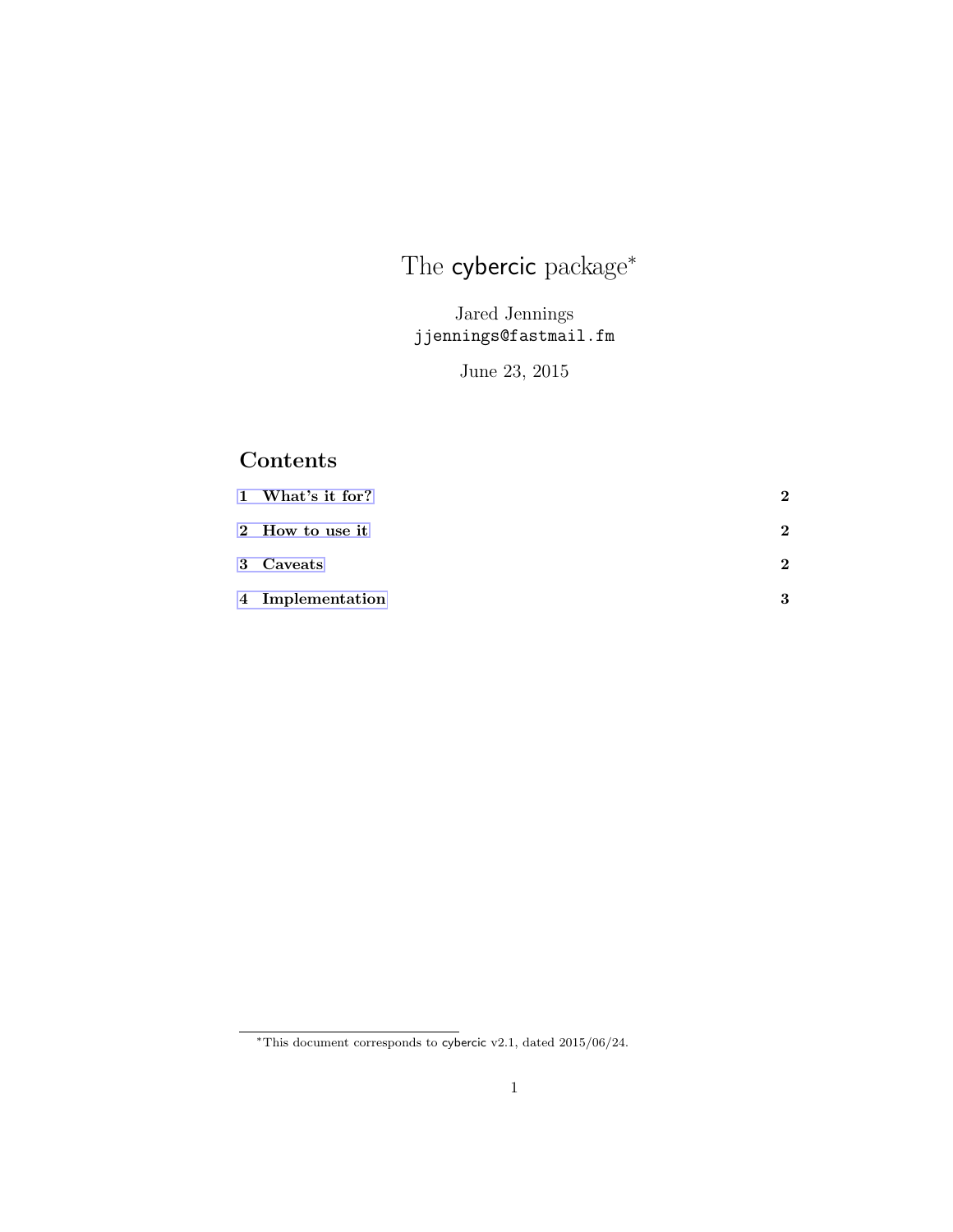# The cybercic package*

Jared Jennings
jjennings@fastmail.fm

June 23, 2015

## Contents

1 What's it for? 2

2 How to use it 2

3 Caveats 2

4 Implementation 3

*This document corresponds to cybercic v2.1, dated 2015/06/24.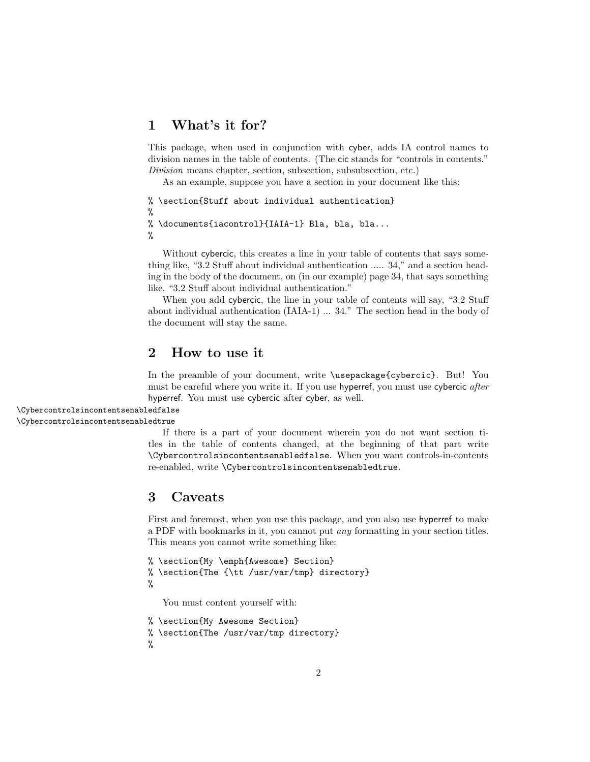# 1 What's it for?

This package, when used in conjunction with cyber, adds IA control names to division names in the table of contents. (The cic stands for "controls in contents." *Division* means chapter, section, subsection, subsubsection, etc.)

As an example, suppose you have a section in your document like this:

```
% \section{Stuff about individual authentication}
%
% \documents{iacontrol}{IAIA-1} Bla, bla, bla...
%
```

Without cybercic, this creates a line in your table of contents that says something like, "3.2 Stuff about individual authentication ..... 34," and a section heading in the body of the document, on (in our example) page 34, that says something like, "3.2 Stuff about individual authentication."

When you add cybercic, the line in your table of contents will say, "3.2 Stuff about individual authentication (IAIA-1) ... 34." The section head in the body of the document will stay the same.

# 2 How to use it

In the preamble of your document, write `\usepackage{cybercic}`. But! You must be careful where you write it. If you use hyperref, you must use cybercic *after* hyperref. You must use cybercic after cyber, as well.

`\Cybercontrolsincontentsenabledfalse`
`\Cybercontrolsincontentsenabledtrue`

If there is a part of your document wherein you do not want section titles in the table of contents changed, at the beginning of that part write `\Cybercontrolsincontentsenabledfalse`. When you want controls-in-contents re-enabled, write `\Cybercontrolsincontentsenabledtrue`.

# 3 Caveats

First and foremost, when you use this package, and you also use hyperref to make a PDF with bookmarks in it, you cannot put *any* formatting in your section titles. This means you cannot write something like:

```
% \section{My \emph{Awesome} Section}
% \section{The {\tt /usr/var/tmp} directory}
%
```

You must content yourself with:

```
% \section{My Awesome Section}
% \section{The /usr/var/tmp directory}
%
```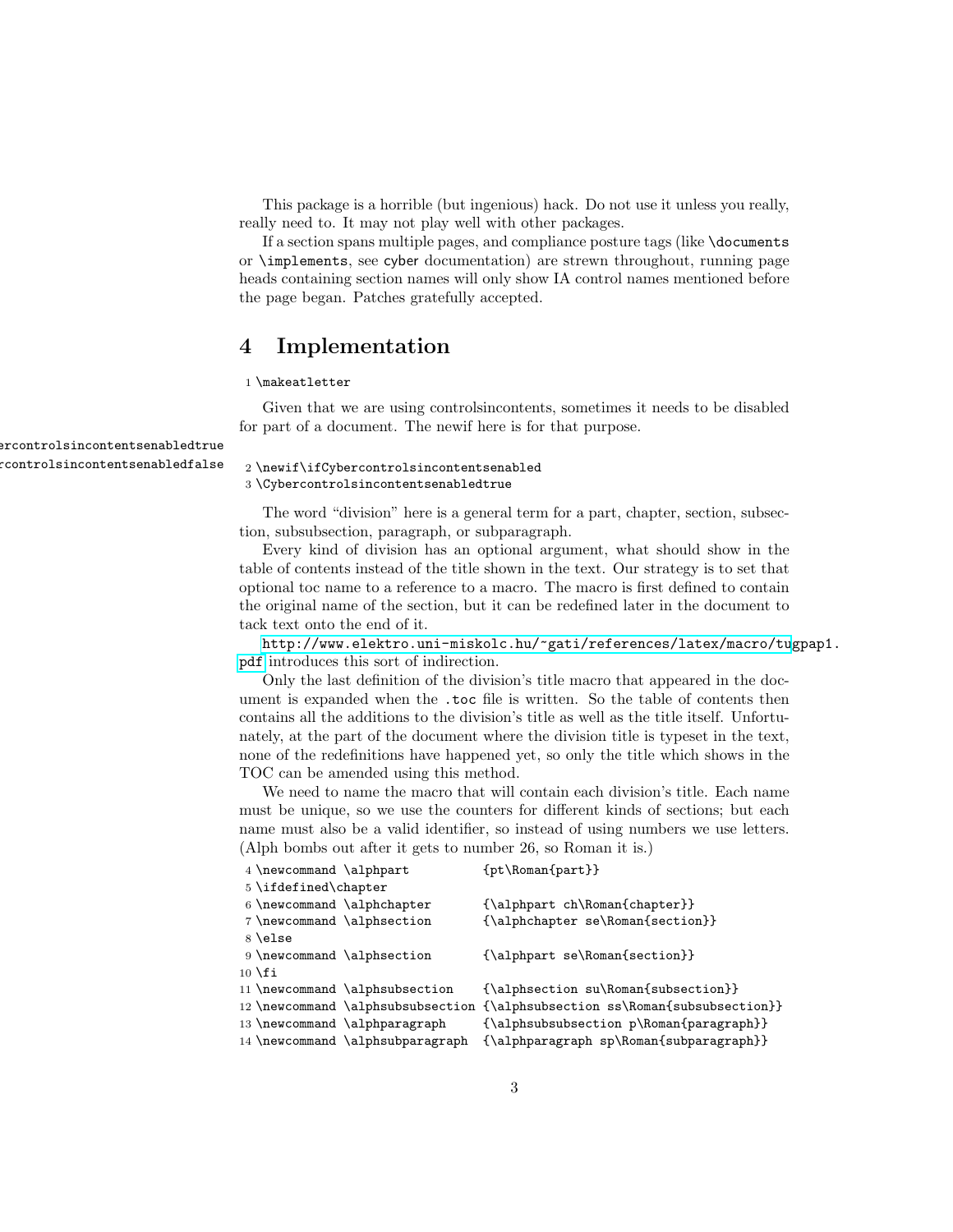This package is a horrible (but ingenious) hack. Do not use it unless you really, really need to. It may not play well with other packages.

If a section spans multiple pages, and compliance posture tags (like `\documents` or `\implements`, see `cyber` documentation) are strewn throughout, running page heads containing section names will only show IA control names mentioned before the page began. Patches gratefully accepted.

# 4 Implementation

```
1 \makeatletter
```

Given that we are using controlsincontents, sometimes it needs to be disabled for part of a document. The newif here is for that purpose.

`\Cybercontrolsincontentsenabledtrue`
`\Cybercontrolsincontentsenabledfalse`

```
2 \newif\ifCybercontrolsincontentsenabled
3 \Cybercontrolsincontentsenabledtrue
```

The word "division" here is a general term for a part, chapter, section, subsection, subsubsection, paragraph, or subparagraph.

Every kind of division has an optional argument, what should show in the table of contents instead of the title shown in the text. Our strategy is to set that optional toc name to a reference to a macro. The macro is first defined to contain the original name of the section, but it can be redefined later in the document to tack text onto the end of it.

http://www.elektro.uni-miskolc.hu/~gati/references/latex/macro/tugpap1.pdf introduces this sort of indirection.

Only the last definition of the division's title macro that appeared in the document is expanded when the `.toc` file is written. So the table of contents then contains all the additions to the division's title as well as the title itself. Unfortunately, at the part of the document where the division title is typeset in the text, none of the redefinitions have happened yet, so only the title which shows in the TOC can be amended using this method.

We need to name the macro that will contain each division's title. Each name must be unique, so we use the counters for different kinds of sections; but each name must also be a valid identifier, so instead of using numbers we use letters. (Alph bombs out after it gets to number 26, so Roman it is.)

```
4 \newcommand \alphpart          {pt\Roman{part}}
5 \ifdefined\chapter
6 \newcommand \alphchapter       {\alphpart ch\Roman{chapter}}
7 \newcommand \alphsection       {\alphchapter se\Roman{section}}
8 \else
9 \newcommand \alphsection       {\alphpart se\Roman{section}}
10 \fi
11 \newcommand \alphsubsection    {\alphsection su\Roman{subsection}}
12 \newcommand \alphsubsubsection {\alphsubsection ss\Roman{subsubsection}}
13 \newcommand \alphparagraph     {\alphsubsubsection p\Roman{paragraph}}
14 \newcommand \alphsubparagraph  {\alphparagraph sp\Roman{subparagraph}}
```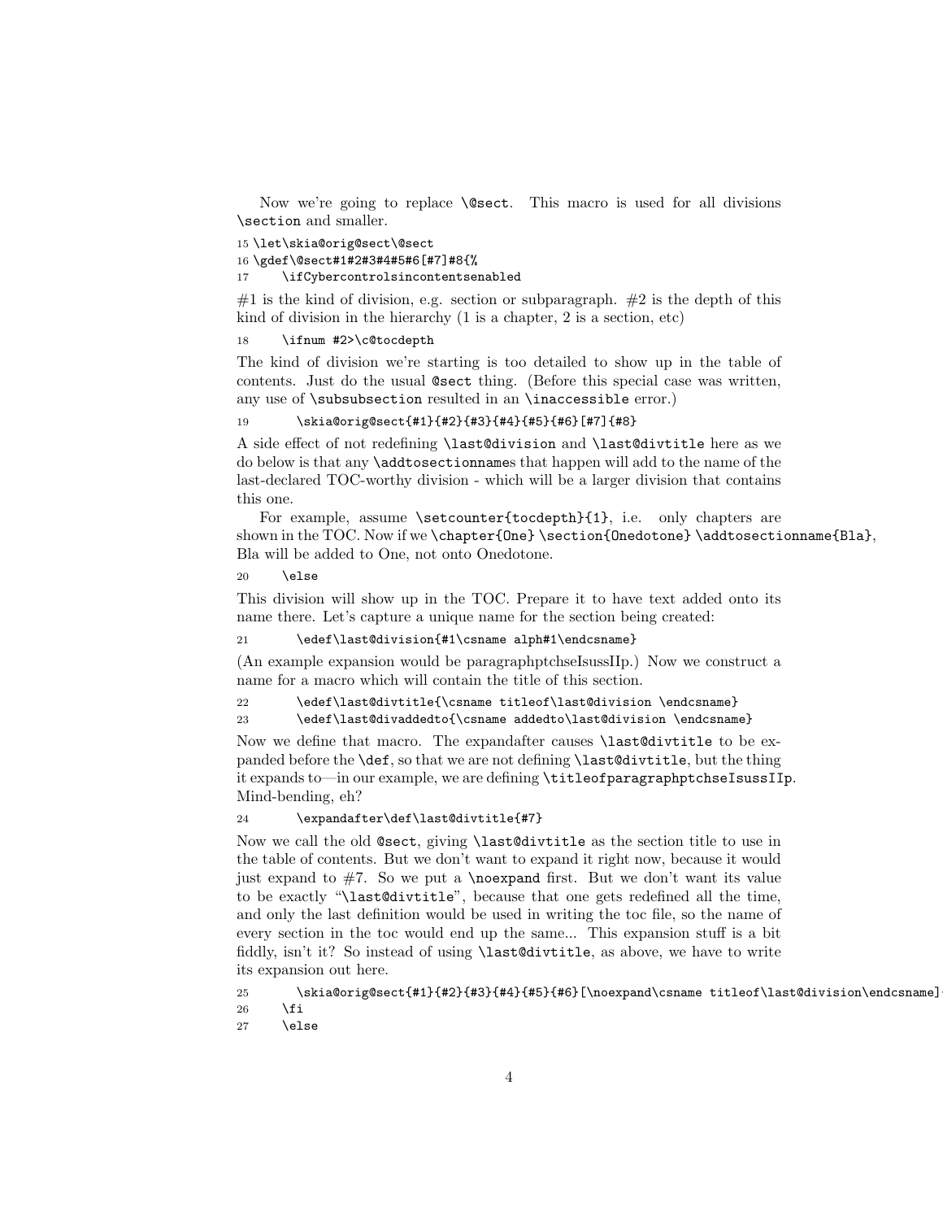Now we're going to replace `\@sect`. This macro is used for all divisions `\section` and smaller.

```
15 \let\skia@orig@sect\@sect
16 \gdef\@sect#1#2#3#4#5#6[#7]#8{%
17     \ifCybercontrolsincontentsenabled
```

#1 is the kind of division, e.g. section or subparagraph. #2 is the depth of this kind of division in the hierarchy (1 is a chapter, 2 is a section, etc)

```
18     \ifnum #2>\c@tocdepth
```

The kind of division we're starting is too detailed to show up in the table of contents. Just do the usual `@sect` thing. (Before this special case was written, any use of `\subsubsection` resulted in an `\inaccessible` error.)

```
19         \skia@orig@sect{#1}{#2}{#3}{#4}{#5}{#6}[#7]{#8}
```

A side effect of not redefining `\last@division` and `\last@divtitle` here as we do below is that any `\addtosectionname`s that happen will add to the name of the last-declared TOC-worthy division - which will be a larger division that contains this one.

For example, assume `\setcounter{tocdepth}{1}`, i.e. only chapters are shown in the TOC. Now if we `\chapter{One} \section{Onedotone} \addtosectionname{Bla}`, Bla will be added to One, not onto Onedotone.

```
20     \else
```

This division will show up in the TOC. Prepare it to have text added onto its name there. Let's capture a unique name for the section being created:

```
21         \edef\last@division{#1\csname alph#1\endcsname}
```

(An example expansion would be paragraphptchseIsussIIp.) Now we construct a name for a macro which will contain the title of this section.

```
22         \edef\last@divtitle{\csname titleof\last@division \endcsname}
23         \edef\last@divaddedto{\csname addedto\last@division \endcsname}
```

Now we define that macro. The expandafter causes `\last@divtitle` to be expanded before the `\def`, so that we are not defining `\last@divtitle`, but the thing it expands to—in our example, we are defining `\titleofparagraphptchseIsussIIp`. Mind-bending, eh?

```
24         \expandafter\def\last@divtitle{#7}
```

Now we call the old `@sect`, giving `\last@divtitle` as the section title to use in the table of contents. But we don't want to expand it right now, because it would just expand to #7. So we put a `\noexpand` first. But we don't want its value to be exactly "`\last@divtitle`", because that one gets redefined all the time, and only the last definition would be used in writing the toc file, so the name of every section in the toc would end up the same... This expansion stuff is a bit fiddly, isn't it? So instead of using `\last@divtitle`, as above, we have to write its expansion out here.

```
25         \skia@orig@sect{#1}{#2}{#3}{#4}{#5}{#6}[\noexpand\csname titleof\last@division\endcsname]
26     \fi
27     \else
```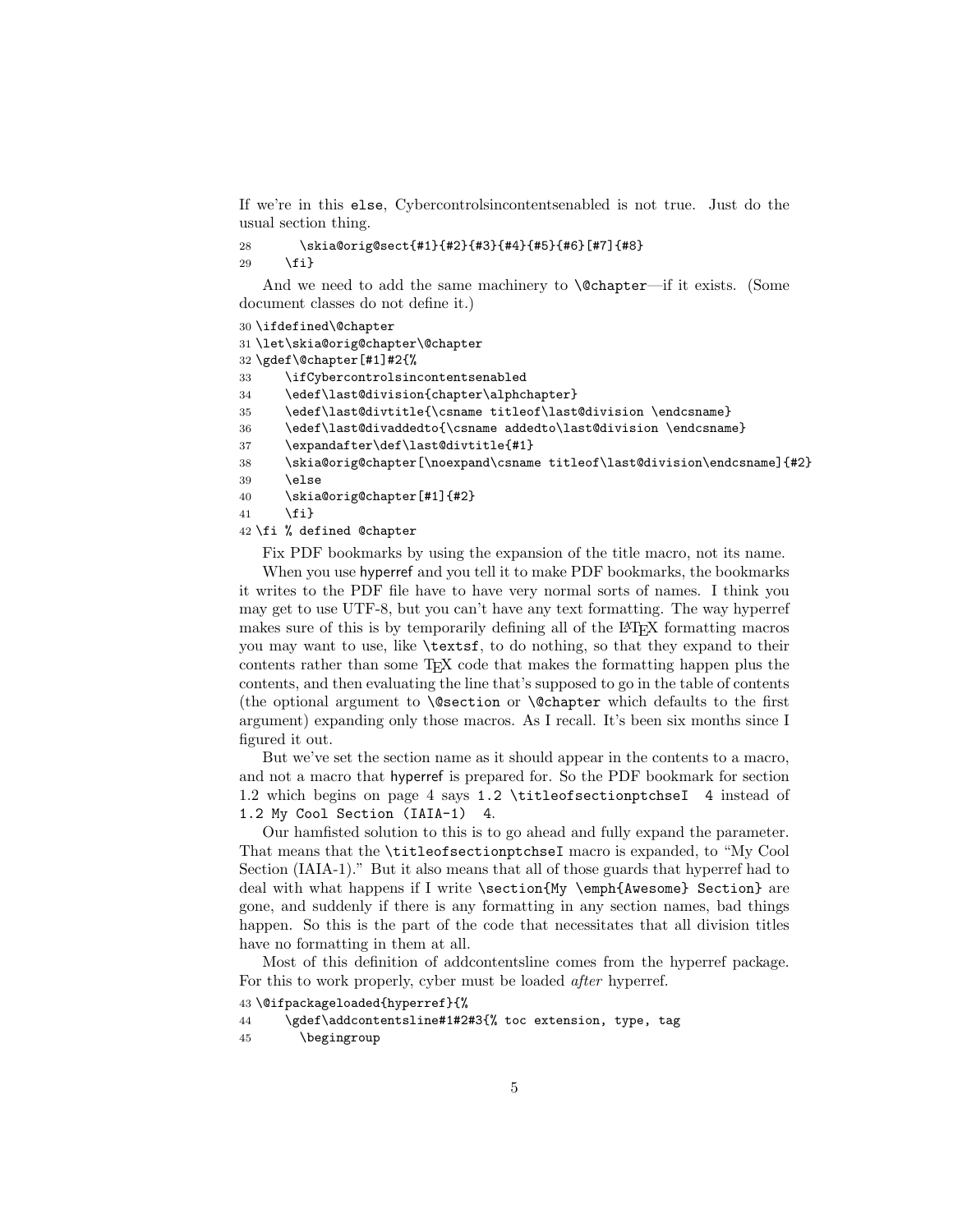If we're in this `else`, Cybercontrolsincontentsenabled is not true. Just do the usual section thing.

```
28      \skia@orig@sect{#1}{#2}{#3}{#4}{#5}{#6}[#7]{#8}
29    \fi}
```

And we need to add the same machinery to `\@chapter`—if it exists. (Some document classes do not define it.)

```
30 \ifdefined\@chapter
31 \let\skia@orig@chapter\@chapter
32 \gdef\@chapter[#1]#2{%
33     \ifCybercontrolsincontentsenabled
34     \edef\last@division{chapter\alphchapter}
35     \edef\last@divtitle{\csname titleof\last@division \endcsname}
36     \edef\last@divaddedto{\csname addedto\last@division \endcsname}
37     \expandafter\def\last@divtitle{#1}
38     \skia@orig@chapter[\noexpand\csname titleof\last@division\endcsname]{#2}
39     \else
40     \skia@orig@chapter[#1]{#2}
41     \fi}
42 \fi % defined @chapter
```

Fix PDF bookmarks by using the expansion of the title macro, not its name.

When you use hyperref and you tell it to make PDF bookmarks, the bookmarks it writes to the PDF file have to have very normal sorts of names. I think you may get to use UTF-8, but you can't have any text formatting. The way hyperref makes sure of this is by temporarily defining all of the LaTeX formatting macros you may want to use, like `\textsf`, to do nothing, so that they expand to their contents rather than some TeX code that makes the formatting happen plus the contents, and then evaluating the line that's supposed to go in the table of contents (the optional argument to `\@section` or `\@chapter` which defaults to the first argument) expanding only those macros. As I recall. It's been six months since I figured it out.

But we've set the section name as it should appear in the contents to a macro, and not a macro that hyperref is prepared for. So the PDF bookmark for section 1.2 which begins on page 4 says `1.2 \titleofsectionptchseI  4` instead of `1.2 My Cool Section (IAIA-1)  4`.

Our hamfisted solution to this is to go ahead and fully expand the parameter. That means that the `\titleofsectionptchseI` macro is expanded, to "My Cool Section (IAIA-1)." But it also means that all of those guards that hyperref had to deal with what happens if I write `\section{My \emph{Awesome} Section}` are gone, and suddenly if there is any formatting in any section names, bad things happen. So this is the part of the code that necessitates that all division titles have no formatting in them at all.

Most of this definition of addcontentsline comes from the hyperref package. For this to work properly, cyber must be loaded *after* hyperref.

```
43 \@ifpackageloaded{hyperref}{%
44     \gdef\addcontentsline#1#2#3{% toc extension, type, tag
45       \begingroup
```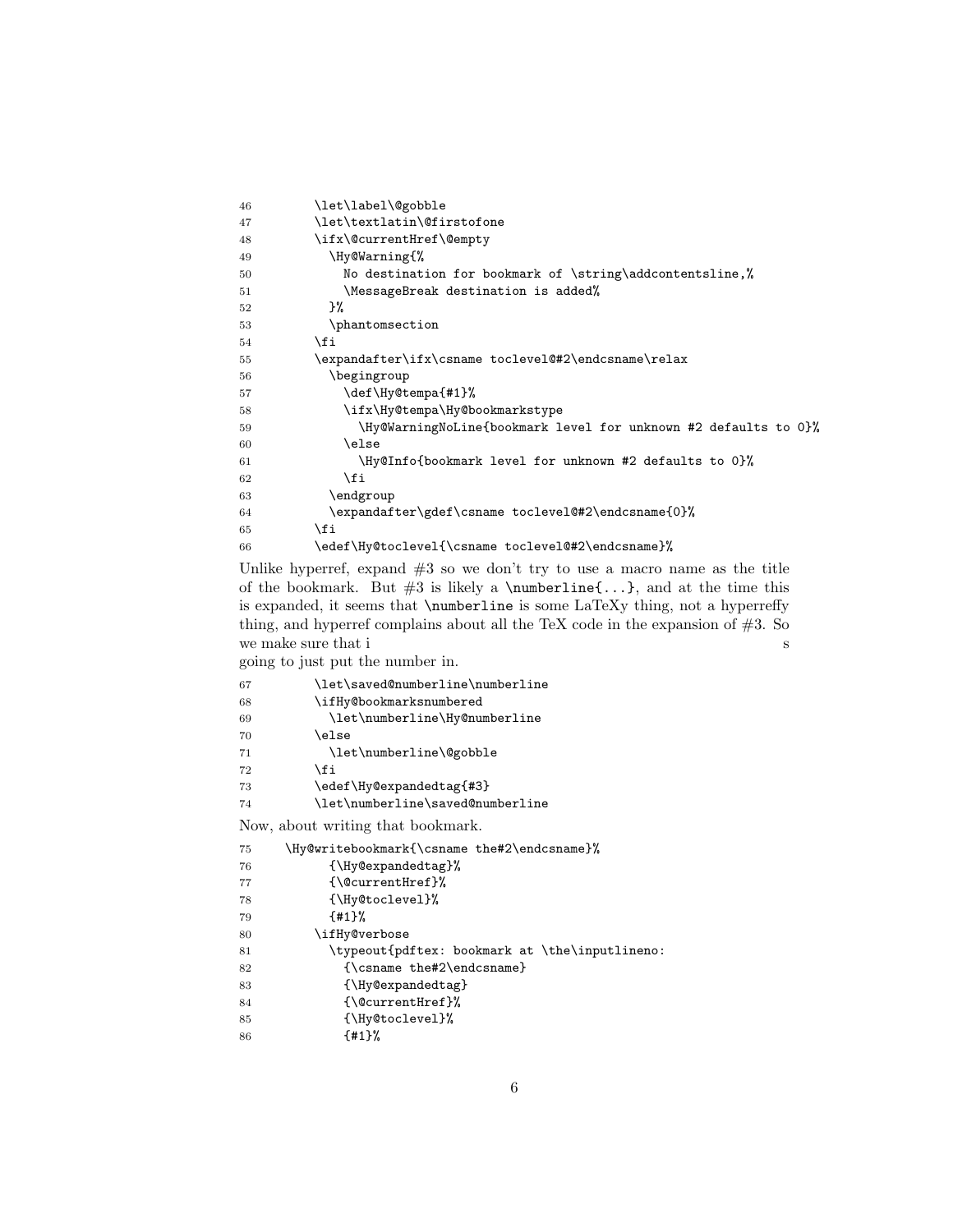```
46        \let\label\@gobble
47        \let\textlatin\@firstofone
48        \ifx\@currentHref\@empty
49          \Hy@Warning{%
50            No destination for bookmark of \string\addcontentsline,%
51            \MessageBreak destination is added%
52          }%
53          \phantomsection
54        \fi
55        \expandafter\ifx\csname toclevel@#2\endcsname\relax
56          \begingroup
57            \def\Hy@tempa{#1}%
58            \ifx\Hy@tempa\Hy@bookmarkstype
59              \Hy@WarningNoLine{bookmark level for unknown #2 defaults to 0}%
60            \else
61              \Hy@Info{bookmark level for unknown #2 defaults to 0}%
62            \fi
63          \endgroup
64          \expandafter\gdef\csname toclevel@#2\endcsname{0}%
65        \fi
66        \edef\Hy@toclevel{\csname toclevel@#2\endcsname}%
```

Unlike hyperref, expand #3 so we don't try to use a macro name as the title of the bookmark. But #3 is likely a `\numberline{...}`, and at the time this is expanded, it seems that `\numberline` is some LaTeXy thing, not a hyperreffy thing, and hyperref complains about all the TeX code in the expansion of #3. So we make sure that i s going to just put the number in.

```
67        \let\saved@numberline\numberline
68        \ifHy@bookmarksnumbered
69          \let\numberline\Hy@numberline
70        \else
71          \let\numberline\@gobble
72        \fi
73        \edef\Hy@expandedtag{#3}
74        \let\numberline\saved@numberline
```

Now, about writing that bookmark.

```
75    \Hy@writebookmark{\csname the#2\endcsname}%
76          {\Hy@expandedtag}%
77          {\@currentHref}%
78          {\Hy@toclevel}%
79          {#1}%
80        \ifHy@verbose
81          \typeout{pdftex: bookmark at \the\inputlineno:
82            {\csname the#2\endcsname}
83            {\Hy@expandedtag}
84            {\@currentHref}%
85            {\Hy@toclevel}%
86            {#1}%
```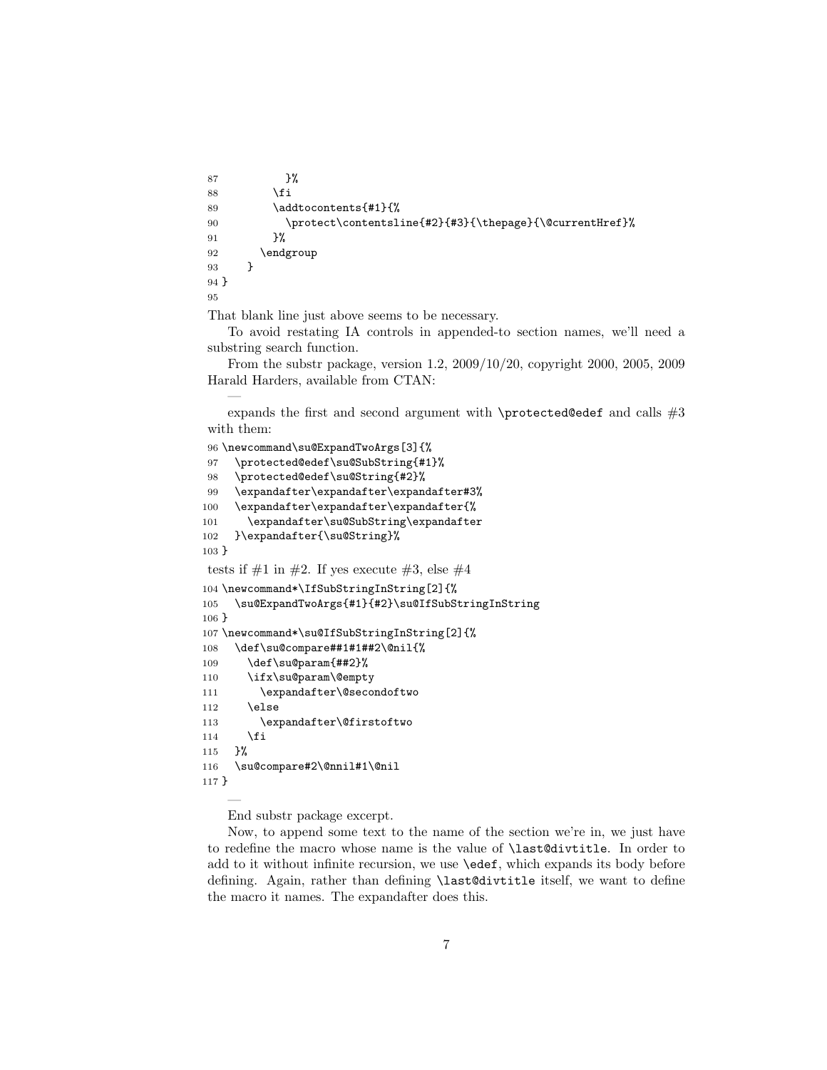```
87            }%
88          \fi
89          \addtocontents{#1}{%
90            \protect\contentsline{#2}{#3}{\thepage}{\@currentHref}%
91          }%
92        \endgroup
93      }
94 }
95
```

That blank line just above seems to be necessary.

To avoid restating IA controls in appended-to section names, we'll need a substring search function.

From the substr package, version 1.2, 2009/10/20, copyright 2000, 2005, 2009 Harald Harders, available from CTAN:

—

expands the first and second argument with `\protected@edef` and calls #3 with them:

```
96 \newcommand\su@ExpandTwoArgs[3]{%
97   \protected@edef\su@SubString{#1}%
98   \protected@edef\su@String{#2}%
99   \expandafter\expandafter\expandafter#3%
100  \expandafter\expandafter\expandafter{%
101    \expandafter\su@SubString\expandafter
102  }\expandafter{\su@String}%
103 }
```

tests if #1 in #2. If yes execute #3, else #4

```
104 \newcommand*\IfSubStringInString[2]{%
105   \su@ExpandTwoArgs{#1}{#2}\su@IfSubStringInString
106 }
107 \newcommand*\su@IfSubStringInString[2]{%
108   \def\su@compare##1#1##2\@nil{%
109     \def\su@param{##2}%
110     \ifx\su@param\@empty
111       \expandafter\@secondoftwo
112     \else
113       \expandafter\@firstoftwo
114     \fi
115   }%
116   \su@compare#2\@nnil#1\@nil
117 }
```

—

End substr package excerpt.

Now, to append some text to the name of the section we're in, we just have to redefine the macro whose name is the value of `\last@divtitle`. In order to add to it without infinite recursion, we use `\edef`, which expands its body before defining. Again, rather than defining `\last@divtitle` itself, we want to define the macro it names. The expandafter does this.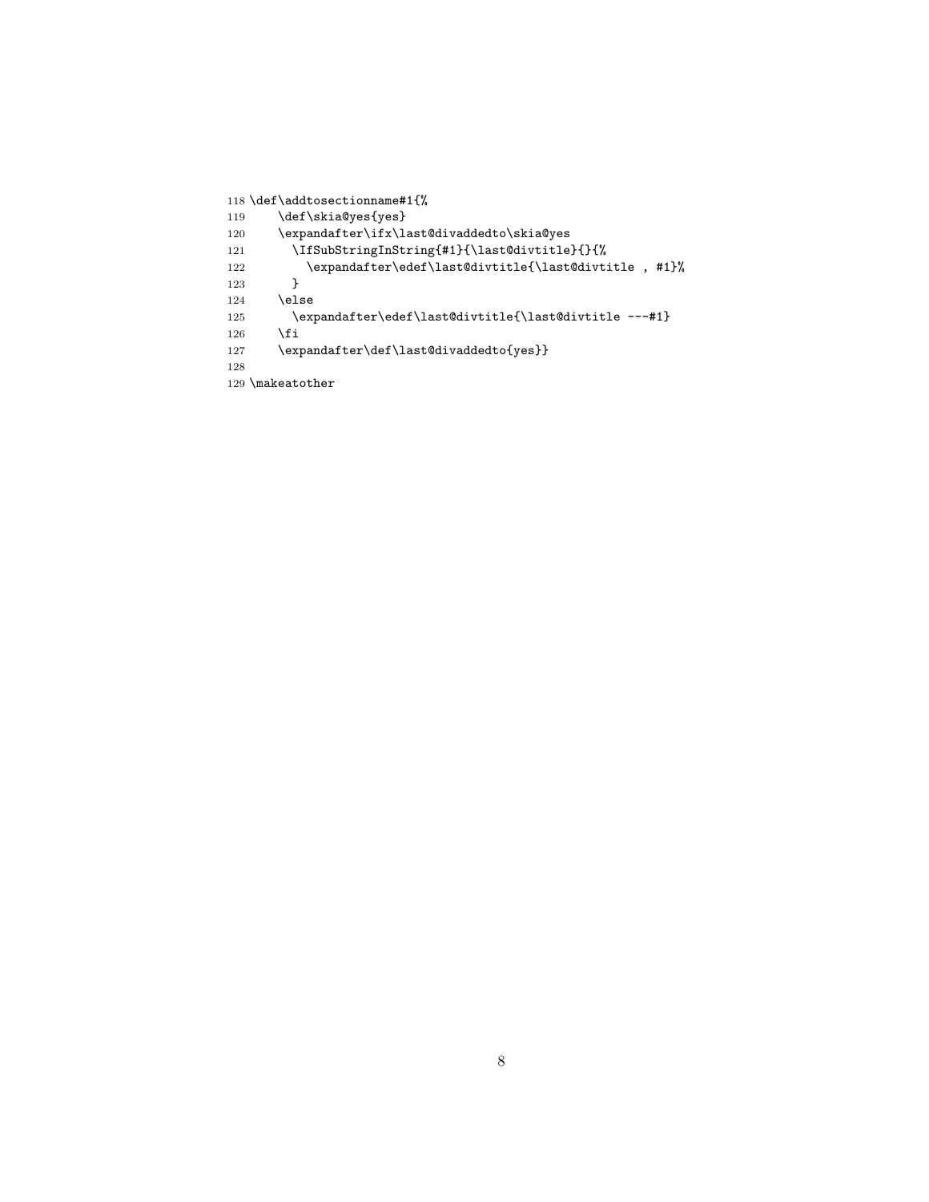```
118 \def\addtosectionname#1{%
119     \def\skia@yes{yes}
120     \expandafter\ifx\last@divaddedto\skia@yes
121       \IfSubStringInString{#1}{\last@divtitle}{}{%
122         \expandafter\edef\last@divtitle{\last@divtitle , #1}%
123       }
124     \else
125       \expandafter\edef\last@divtitle{\last@divtitle ---#1}
126     \fi
127     \expandafter\def\last@divaddedto{yes}}
128
129 \makeatother
```